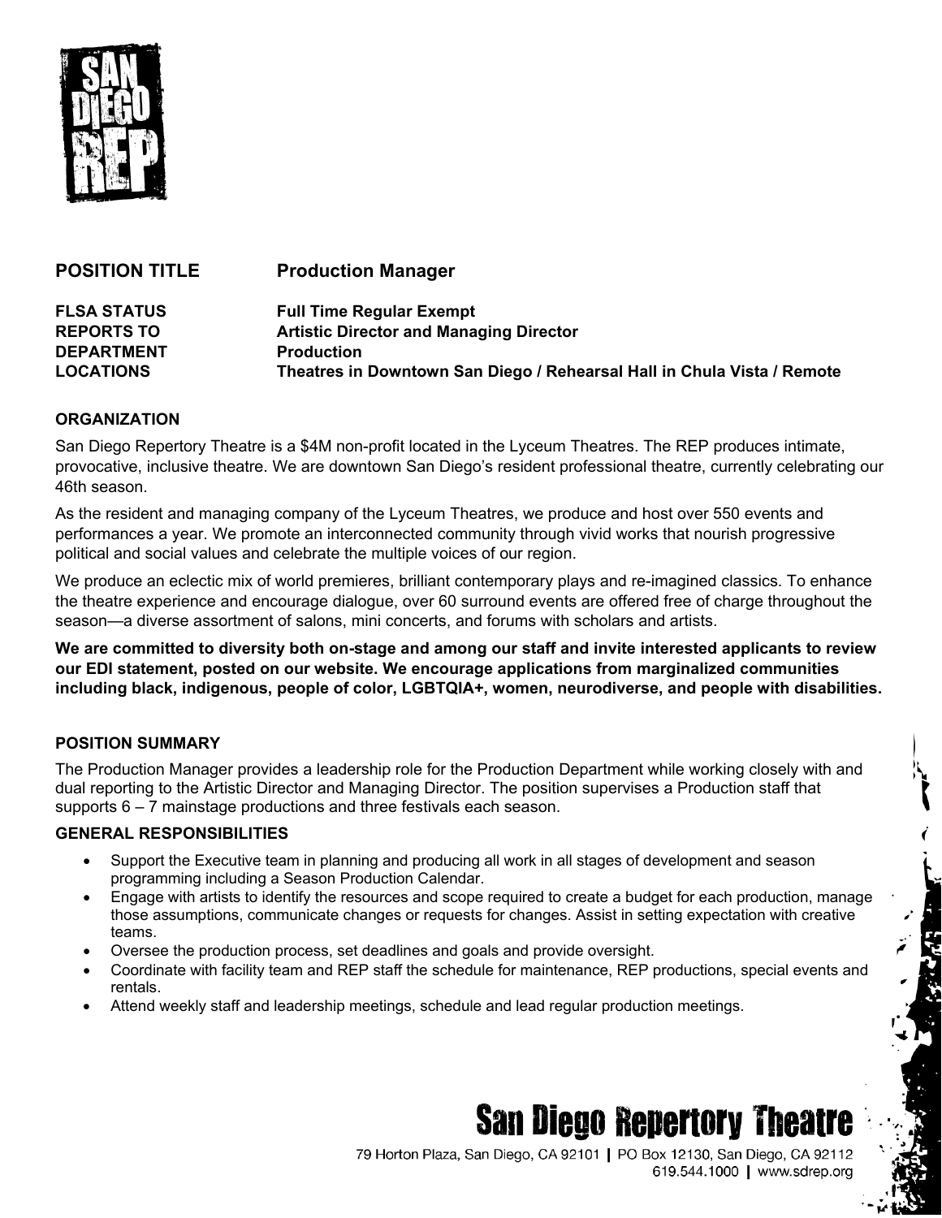| POSITION TITLE | Production Manager |
|---|---|
| FLSA STATUS | Full Time Regular Exempt |
| REPORTS TO | Artistic Director and Managing Director |
| DEPARTMENT | Production |
| LOCATIONS | Theatres in Downtown San Diego / Rehearsal Hall in Chula Vista / Remote |

## ORGANIZATION

San Diego Repertory Theatre is a $4M non-profit located in the Lyceum Theatres. The REP produces intimate, provocative, inclusive theatre. We are downtown San Diego's resident professional theatre, currently celebrating our 46th season.

As the resident and managing company of the Lyceum Theatres, we produce and host over 550 events and performances a year. We promote an interconnected community through vivid works that nourish progressive political and social values and celebrate the multiple voices of our region.

We produce an eclectic mix of world premieres, brilliant contemporary plays and re-imagined classics. To enhance the theatre experience and encourage dialogue, over 60 surround events are offered free of charge throughout the season—a diverse assortment of salons, mini concerts, and forums with scholars and artists.

**We are committed to diversity both on-stage and among our staff and invite interested applicants to review our EDI statement, posted on our website. We encourage applications from marginalized communities including black, indigenous, people of color, LGBTQIA+, women, neurodiverse, and people with disabilities.**

## POSITION SUMMARY

The Production Manager provides a leadership role for the Production Department while working closely with and dual reporting to the Artistic Director and Managing Director. The position supervises a Production staff that supports 6 – 7 mainstage productions and three festivals each season.

## GENERAL RESPONSIBILITIES

- Support the Executive team in planning and producing all work in all stages of development and season programming including a Season Production Calendar.
- Engage with artists to identify the resources and scope required to create a budget for each production, manage those assumptions, communicate changes or requests for changes. Assist in setting expectation with creative teams.
- Oversee the production process, set deadlines and goals and provide oversight.
- Coordinate with facility team and REP staff the schedule for maintenance, REP productions, special events and rentals.
- Attend weekly staff and leadership meetings, schedule and lead regular production meetings.

San Diego Repertory Theatre

79 Horton Plaza, San Diego, CA 92101 | PO Box 12130, San Diego, CA 92112
619.544.1000 | www.sdrep.org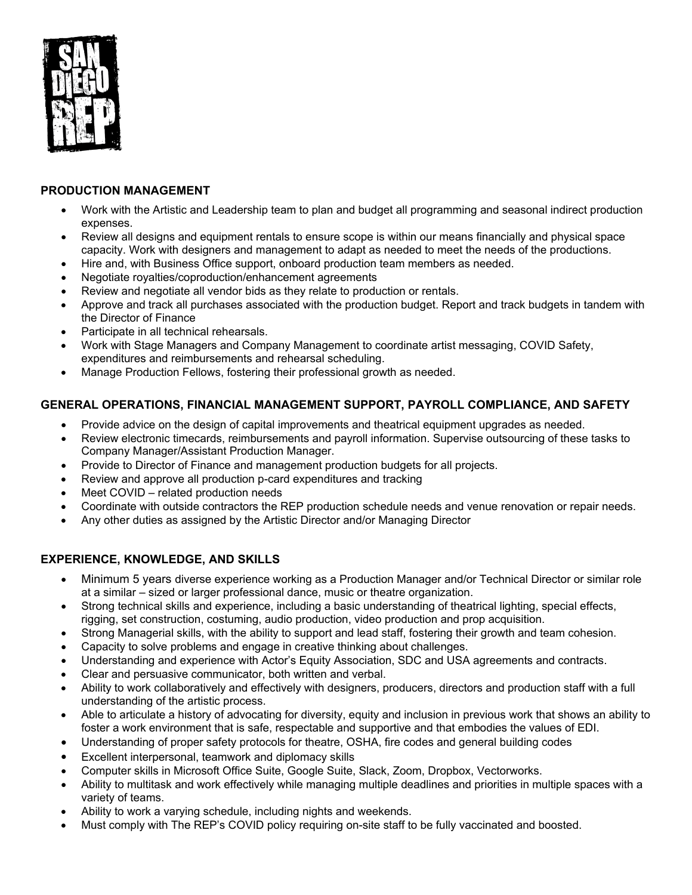## PRODUCTION MANAGEMENT

- Work with the Artistic and Leadership team to plan and budget all programming and seasonal indirect production expenses.
- Review all designs and equipment rentals to ensure scope is within our means financially and physical space capacity. Work with designers and management to adapt as needed to meet the needs of the productions.
- Hire and, with Business Office support, onboard production team members as needed.
- Negotiate royalties/coproduction/enhancement agreements
- Review and negotiate all vendor bids as they relate to production or rentals.
- Approve and track all purchases associated with the production budget. Report and track budgets in tandem with the Director of Finance
- Participate in all technical rehearsals.
- Work with Stage Managers and Company Management to coordinate artist messaging, COVID Safety, expenditures and reimbursements and rehearsal scheduling.
- Manage Production Fellows, fostering their professional growth as needed.

## GENERAL OPERATIONS, FINANCIAL MANAGEMENT SUPPORT, PAYROLL COMPLIANCE, AND SAFETY

- Provide advice on the design of capital improvements and theatrical equipment upgrades as needed.
- Review electronic timecards, reimbursements and payroll information. Supervise outsourcing of these tasks to Company Manager/Assistant Production Manager.
- Provide to Director of Finance and management production budgets for all projects.
- Review and approve all production p-card expenditures and tracking
- Meet COVID – related production needs
- Coordinate with outside contractors the REP production schedule needs and venue renovation or repair needs.
- Any other duties as assigned by the Artistic Director and/or Managing Director

## EXPERIENCE, KNOWLEDGE, AND SKILLS

- Minimum 5 years diverse experience working as a Production Manager and/or Technical Director or similar role at a similar – sized or larger professional dance, music or theatre organization.
- Strong technical skills and experience, including a basic understanding of theatrical lighting, special effects, rigging, set construction, costuming, audio production, video production and prop acquisition.
- Strong Managerial skills, with the ability to support and lead staff, fostering their growth and team cohesion.
- Capacity to solve problems and engage in creative thinking about challenges.
- Understanding and experience with Actor's Equity Association, SDC and USA agreements and contracts.
- Clear and persuasive communicator, both written and verbal.
- Ability to work collaboratively and effectively with designers, producers, directors and production staff with a full understanding of the artistic process.
- Able to articulate a history of advocating for diversity, equity and inclusion in previous work that shows an ability to foster a work environment that is safe, respectable and supportive and that embodies the values of EDI.
- Understanding of proper safety protocols for theatre, OSHA, fire codes and general building codes
- Excellent interpersonal, teamwork and diplomacy skills
- Computer skills in Microsoft Office Suite, Google Suite, Slack, Zoom, Dropbox, Vectorworks.
- Ability to multitask and work effectively while managing multiple deadlines and priorities in multiple spaces with a variety of teams.
- Ability to work a varying schedule, including nights and weekends.
- Must comply with The REP's COVID policy requiring on-site staff to be fully vaccinated and boosted.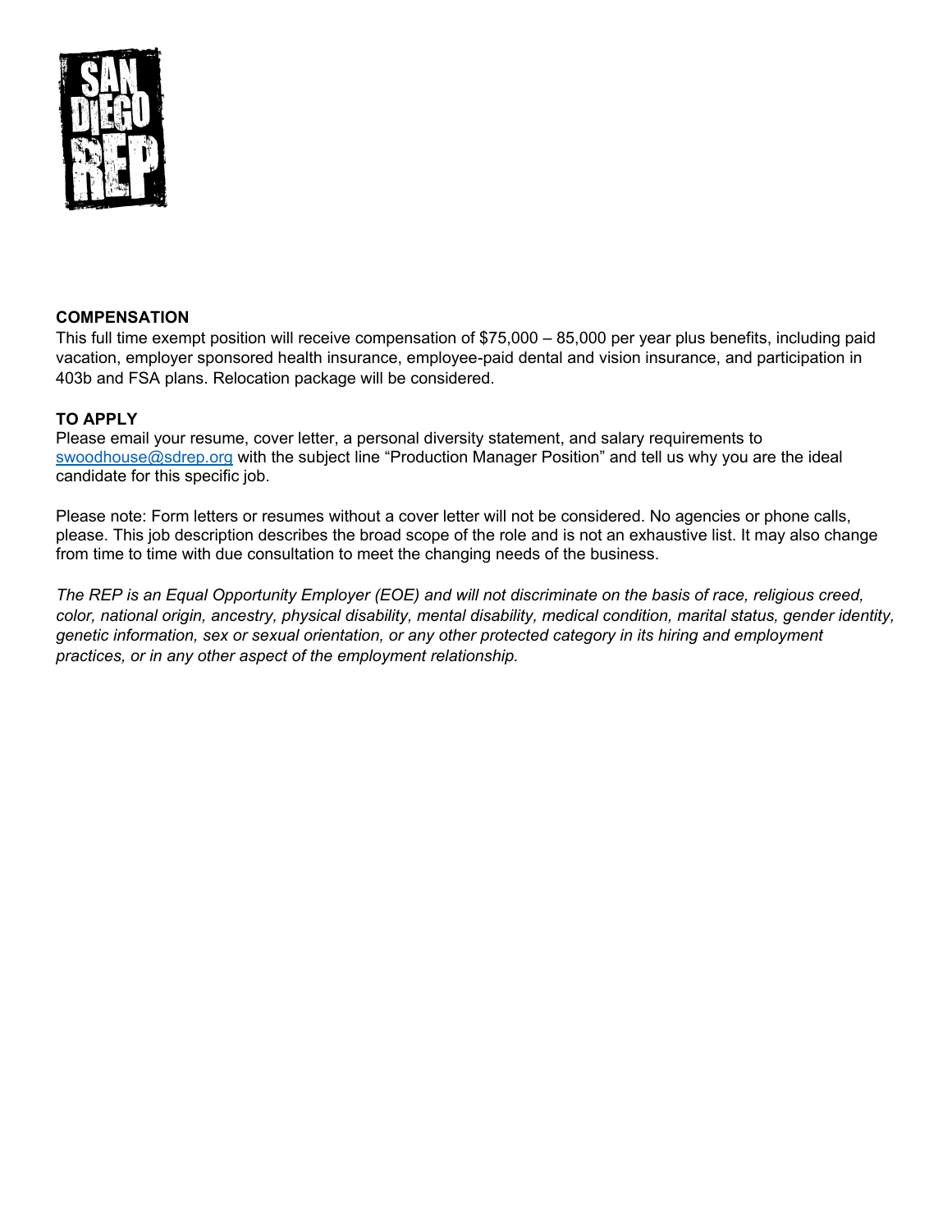**COMPENSATION**

This full time exempt position will receive compensation of $75,000 – 85,000 per year plus benefits, including paid vacation, employer sponsored health insurance, employee-paid dental and vision insurance, and participation in 403b and FSA plans. Relocation package will be considered.

**TO APPLY**

Please email your resume, cover letter, a personal diversity statement, and salary requirements to swoodhouse@sdrep.org with the subject line “Production Manager Position” and tell us why you are the ideal candidate for this specific job.

Please note: Form letters or resumes without a cover letter will not be considered. No agencies or phone calls, please. This job description describes the broad scope of the role and is not an exhaustive list. It may also change from time to time with due consultation to meet the changing needs of the business.

*The REP is an Equal Opportunity Employer (EOE) and will not discriminate on the basis of race, religious creed, color, national origin, ancestry, physical disability, mental disability, medical condition, marital status, gender identity, genetic information, sex or sexual orientation, or any other protected category in its hiring and employment practices, or in any other aspect of the employment relationship.*